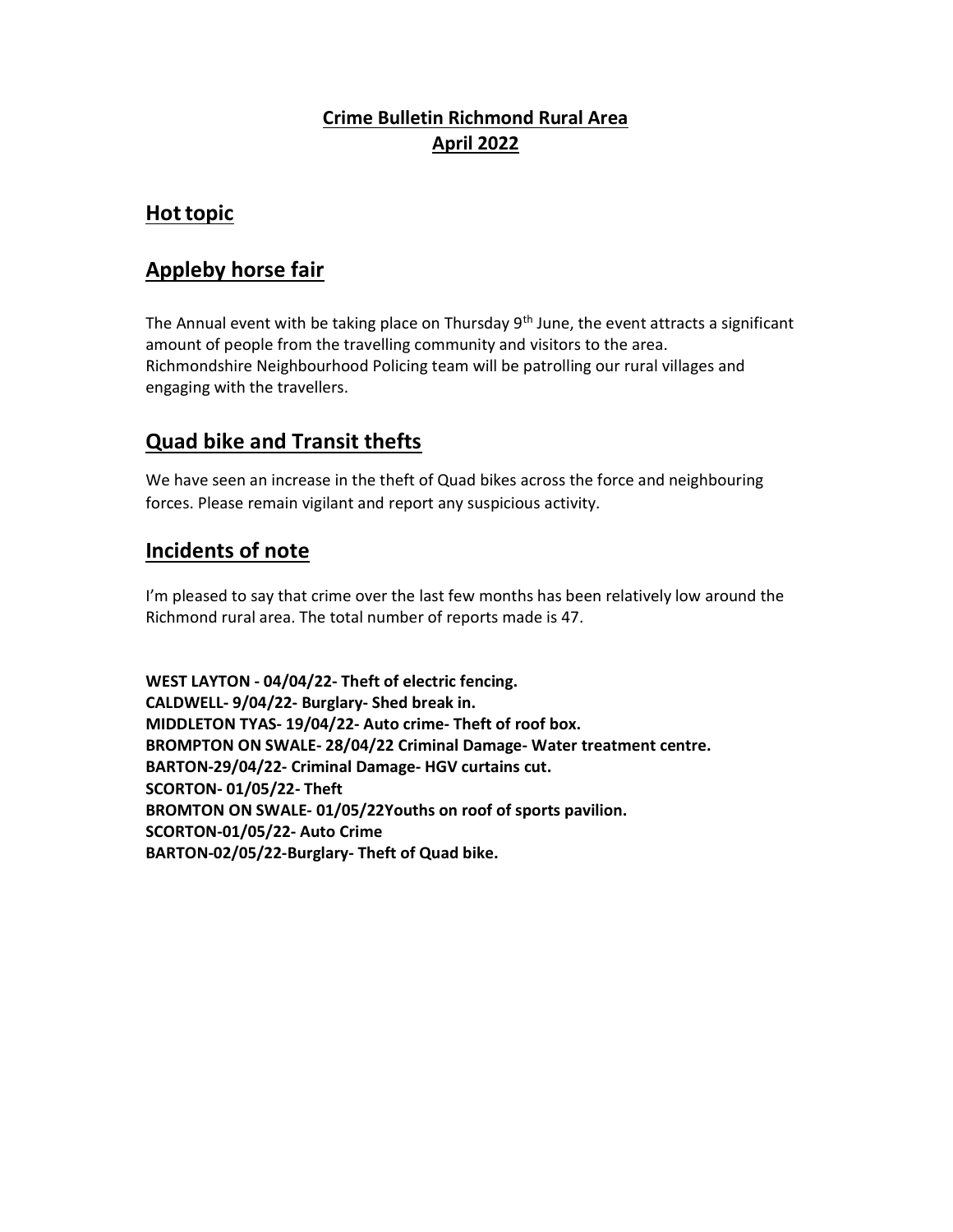# Crime Bulletin Richmond Rural Area
# April 2022

## Hot topic

## Appleby horse fair

The Annual event with be taking place on Thursday 9th June, the event attracts a significant amount of people from the travelling community and visitors to the area. Richmondshire Neighbourhood Policing team will be patrolling our rural villages and engaging with the travellers.

## Quad bike and Transit thefts

We have seen an increase in the theft of Quad bikes across the force and neighbouring forces. Please remain vigilant and report any suspicious activity.

## Incidents of note

I'm pleased to say that crime over the last few months has been relatively low around the Richmond rural area. The total number of reports made is 47.

**WEST LAYTON - 04/04/22- Theft of electric fencing.**
**CALDWELL- 9/04/22- Burglary- Shed break in.**
**MIDDLETON TYAS- 19/04/22- Auto crime- Theft of roof box.**
**BROMPTON ON SWALE- 28/04/22 Criminal Damage- Water treatment centre.**
**BARTON-29/04/22- Criminal Damage- HGV curtains cut.**
**SCORTON- 01/05/22- Theft**
**BROMTON ON SWALE- 01/05/22Youths on roof of sports pavilion.**
**SCORTON-01/05/22- Auto Crime**
**BARTON-02/05/22-Burglary- Theft of Quad bike.**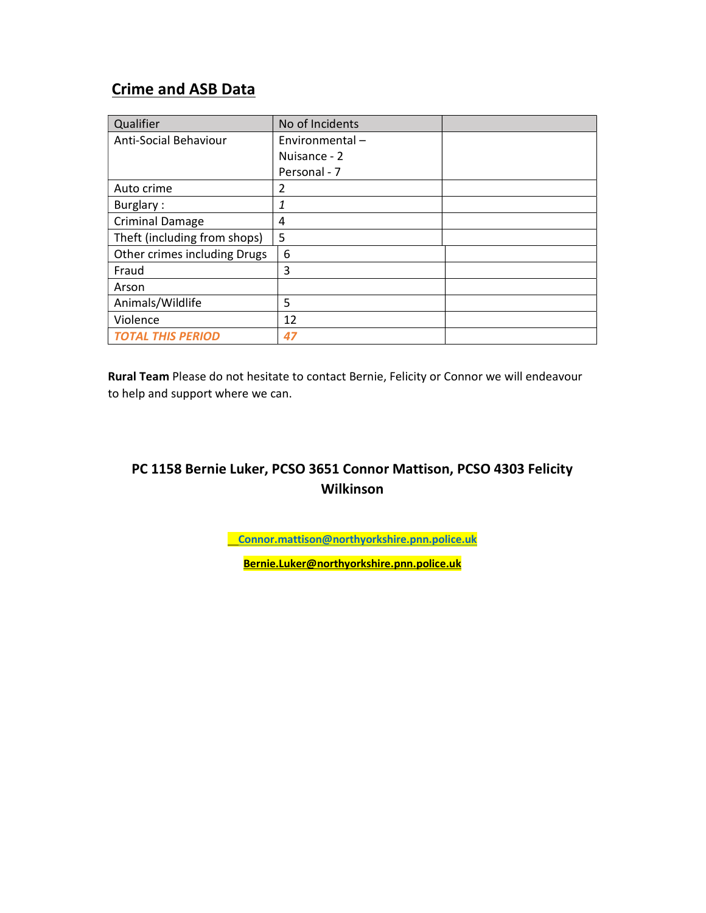## Crime and ASB Data

| Qualifier | No of Incidents | |
|---|---|---|
| Anti-Social Behaviour | Environmental – <br>Nuisance - 2<br>Personal - 7 | |
| Auto crime | 2 | |
| Burglary : | *1* | |
| Criminal Damage | 4 | |
| Theft (including from shops) | 5 | |
| Other crimes including Drugs | 6 | |
| Fraud | 3 | |
| Arson | | |
| Animals/Wildlife | 5 | |
| Violence | 12 | |
| ***TOTAL THIS PERIOD*** | ***47*** | |

**Rural Team** Please do not hesitate to contact Bernie, Felicity or Connor we will endeavour to help and support where we can.

**PC 1158 Bernie Luker, PCSO 3651 Connor Mattison, PCSO 4303 Felicity Wilkinson**

**Connor.mattison@northyorkshire.pnn.police.uk**

**Bernie.Luker@northyorkshire.pnn.police.uk**